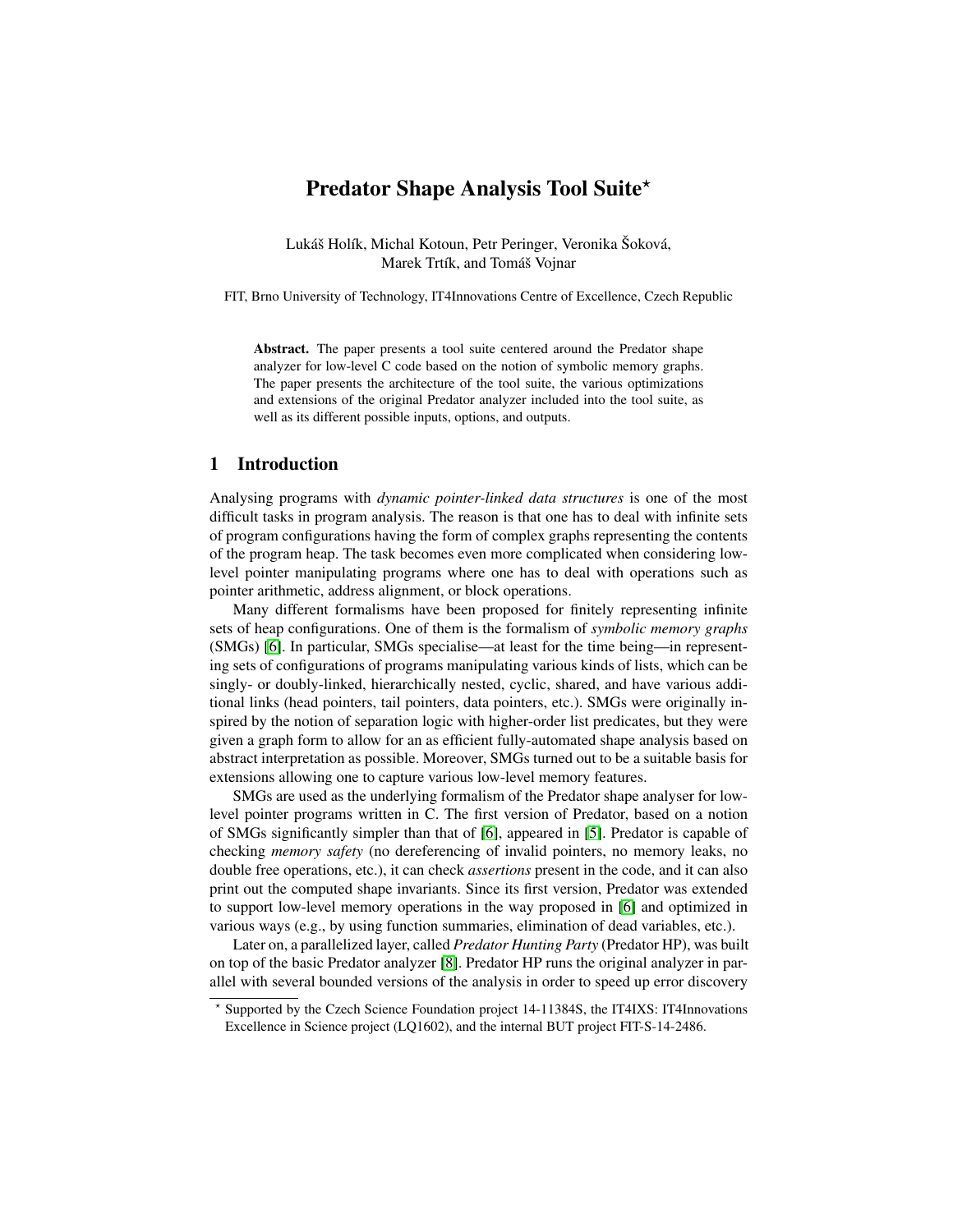# Predator Shape Analysis Tool Suite*

Lukáš Holík, Michal Kotoun, Petr Peringer, Veronika Šoková, Marek Trtík, and Tomáš Vojnar

FIT, Brno University of Technology, IT4Innovations Centre of Excellence, Czech Republic

**Abstract.** The paper presents a tool suite centered around the Predator shape analyzer for low-level C code based on the notion of symbolic memory graphs. The paper presents the architecture of the tool suite, the various optimizations and extensions of the original Predator analyzer included into the tool suite, as well as its different possible inputs, options, and outputs.

## 1 Introduction

Analysing programs with *dynamic pointer-linked data structures* is one of the most difficult tasks in program analysis. The reason is that one has to deal with infinite sets of program configurations having the form of complex graphs representing the contents of the program heap. The task becomes even more complicated when considering low-level pointer manipulating programs where one has to deal with operations such as pointer arithmetic, address alignment, or block operations.

Many different formalisms have been proposed for finitely representing infinite sets of heap configurations. One of them is the formalism of *symbolic memory graphs* (SMGs) [6]. In particular, SMGs specialise—at least for the time being—in representing sets of configurations of programs manipulating various kinds of lists, which can be singly- or doubly-linked, hierarchically nested, cyclic, shared, and have various additional links (head pointers, tail pointers, data pointers, etc.). SMGs were originally inspired by the notion of separation logic with higher-order list predicates, but they were given a graph form to allow for an as efficient fully-automated shape analysis based on abstract interpretation as possible. Moreover, SMGs turned out to be a suitable basis for extensions allowing one to capture various low-level memory features.

SMGs are used as the underlying formalism of the Predator shape analyser for low-level pointer programs written in C. The first version of Predator, based on a notion of SMGs significantly simpler than that of [6], appeared in [5]. Predator is capable of checking *memory safety* (no dereferencing of invalid pointers, no memory leaks, no double free operations, etc.), it can check *assertions* present in the code, and it can also print out the computed shape invariants. Since its first version, Predator was extended to support low-level memory operations in the way proposed in [6] and optimized in various ways (e.g., by using function summaries, elimination of dead variables, etc.).

Later on, a parallelized layer, called *Predator Hunting Party* (Predator HP), was built on top of the basic Predator analyzer [8]. Predator HP runs the original analyzer in parallel with several bounded versions of the analysis in order to speed up error discovery

* Supported by the Czech Science Foundation project 14-11384S, the IT4IXS: IT4Innovations Excellence in Science project (LQ1602), and the internal BUT project FIT-S-14-2486.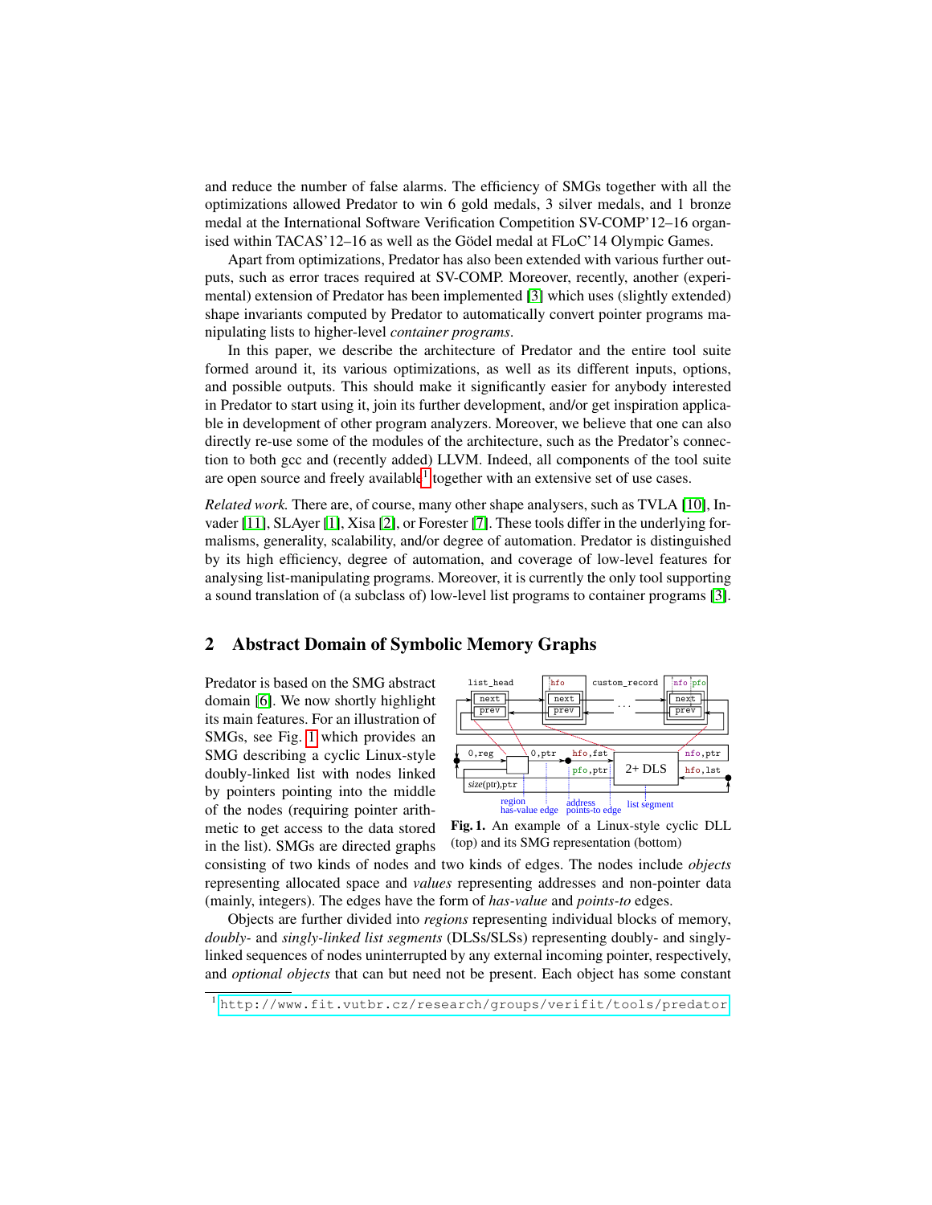and reduce the number of false alarms. The efficiency of SMGs together with all the optimizations allowed Predator to win 6 gold medals, 3 silver medals, and 1 bronze medal at the International Software Verification Competition SV-COMP'12–16 organised within TACAS'12–16 as well as the Gödel medal at FLoC'14 Olympic Games.

Apart from optimizations, Predator has also been extended with various further outputs, such as error traces required at SV-COMP. Moreover, recently, another (experimental) extension of Predator has been implemented [3] which uses (slightly extended) shape invariants computed by Predator to automatically convert pointer programs manipulating lists to higher-level *container programs*.

In this paper, we describe the architecture of Predator and the entire tool suite formed around it, its various optimizations, as well as its different inputs, options, and possible outputs. This should make it significantly easier for anybody interested in Predator to start using it, join its further development, and/or get inspiration applicable in development of other program analyzers. Moreover, we believe that one can also directly re-use some of the modules of the architecture, such as the Predator's connection to both gcc and (recently added) LLVM. Indeed, all components of the tool suite are open source and freely available[1] together with an extensive set of use cases.

*Related work.* There are, of course, many other shape analysers, such as TVLA [10], Invader [11], SLAyer [1], Xisa [2], or Forester [7]. These tools differ in the underlying formalisms, generality, scalability, and/or degree of automation. Predator is distinguished by its high efficiency, degree of automation, and coverage of low-level features for analysing list-manipulating programs. Moreover, it is currently the only tool supporting a sound translation of (a subclass of) low-level list programs to container programs [3].

## 2 Abstract Domain of Symbolic Memory Graphs

Predator is based on the SMG abstract domain [6]. We now shortly highlight its main features. For an illustration of SMGs, see Fig. 1 which provides an SMG describing a cyclic Linux-style doubly-linked list with nodes linked by pointers pointing into the middle of the nodes (requiring pointer arithmetic to get access to the data stored in the list). SMGs are directed graphs consisting of two kinds of nodes and two kinds of edges. The nodes include *objects* representing allocated space and *values* representing addresses and non-pointer data (mainly, integers). The edges have the form of *has-value* and *points-to* edges.

**Fig. 1.** An example of a Linux-style cyclic DLL (top) and its SMG representation (bottom)

Objects are further divided into *regions* representing individual blocks of memory, *doubly-* and *singly-linked list segments* (DLSs/SLSs) representing doubly- and singly-linked sequences of nodes uninterrupted by any external incoming pointer, respectively, and *optional objects* that can but need not be present. Each object has some constant

[1] http://www.fit.vutbr.cz/research/groups/verifit/tools/predator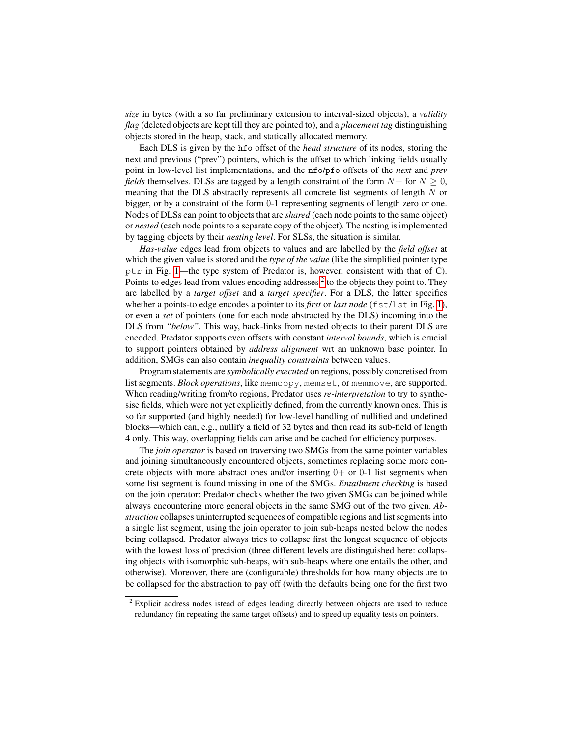*size* in bytes (with a so far preliminary extension to interval-sized objects), a *validity flag* (deleted objects are kept till they are pointed to), and a *placement tag* distinguishing objects stored in the heap, stack, and statically allocated memory.

Each DLS is given by the `hfo` offset of the *head structure* of its nodes, storing the next and previous ("prev") pointers, which is the offset to which linking fields usually point in low-level list implementations, and the `nfo`/`pfo` offsets of the *next* and *prev fields* themselves. DLSs are tagged by a length constraint of the form $N+$ for $N \geq 0$, meaning that the DLS abstractly represents all concrete list segments of length $N$ or bigger, or by a constraint of the form 0-1 representing segments of length zero or one. Nodes of DLSs can point to objects that are *shared* (each node points to the same object) or *nested* (each node points to a separate copy of the object). The nesting is implemented by tagging objects by their *nesting level*. For SLSs, the situation is similar.

*Has-value* edges lead from objects to values and are labelled by the *field offset* at which the given value is stored and the *type of the value* (like the simplified pointer type `ptr` in Fig. 1—the type system of Predator is, however, consistent with that of C). Points-to edges lead from values encoding addresses[2] to the objects they point to. They are labelled by a *target offset* and a *target specifier*. For a DLS, the latter specifies whether a points-to edge encodes a pointer to its *first* or *last node* (`fst`/`lst` in Fig. 1), or even a *set* of pointers (one for each node abstracted by the DLS) incoming into the DLS from *"below"*. This way, back-links from nested objects to their parent DLS are encoded. Predator supports even offsets with constant *interval bounds*, which is crucial to support pointers obtained by *address alignment* wrt an unknown base pointer. In addition, SMGs can also contain *inequality constraints* between values.

Program statements are *symbolically executed* on regions, possibly concretised from list segments. *Block operations*, like `memcopy`, `memset`, or `memmove`, are supported. When reading/writing from/to regions, Predator uses *re-interpretation* to try to synthesise fields, which were not yet explicitly defined, from the currently known ones. This is so far supported (and highly needed) for low-level handling of nullified and undefined blocks—which can, e.g., nullify a field of 32 bytes and then read its sub-field of length 4 only. This way, overlapping fields can arise and be cached for efficiency purposes.

The *join operator* is based on traversing two SMGs from the same pointer variables and joining simultaneously encountered objects, sometimes replacing some more concrete objects with more abstract ones and/or inserting 0+ or 0-1 list segments when some list segment is found missing in one of the SMGs. *Entailment checking* is based on the join operator: Predator checks whether the two given SMGs can be joined while always encountering more general objects in the same SMG out of the two given. *Abstraction* collapses uninterrupted sequences of compatible regions and list segments into a single list segment, using the join operator to join sub-heaps nested below the nodes being collapsed. Predator always tries to collapse first the longest sequence of objects with the lowest loss of precision (three different levels are distinguished here: collapsing objects with isomorphic sub-heaps, with sub-heaps where one entails the other, and otherwise). Moreover, there are (configurable) thresholds for how many objects are to be collapsed for the abstraction to pay off (with the defaults being one for the first two

[2] Explicit address nodes istead of edges leading directly between objects are used to reduce redundancy (in repeating the same target offsets) and to speed up equality tests on pointers.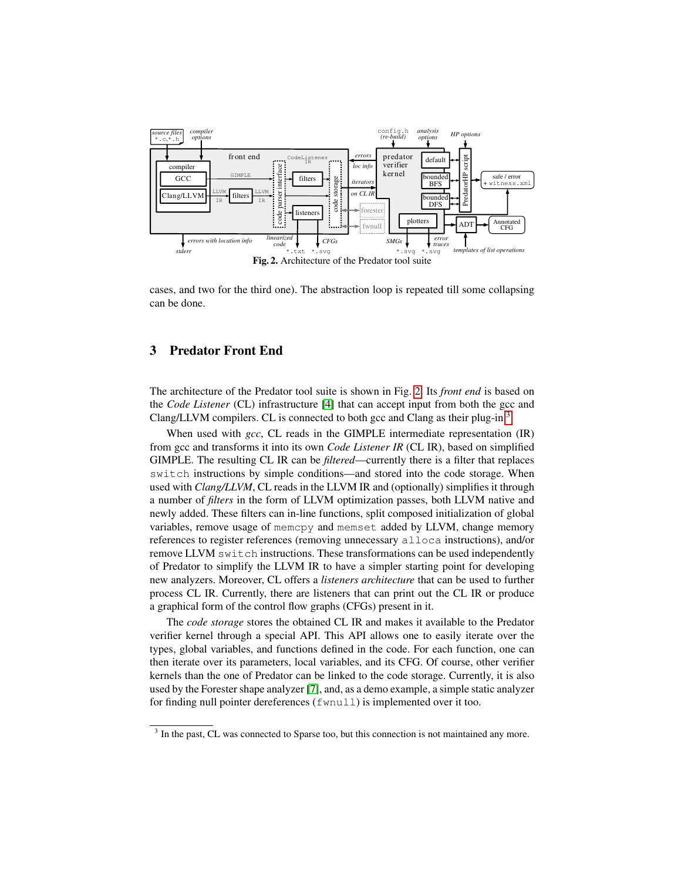Fig. 2. Architecture of the Predator tool suite

cases, and two for the third one). The abstraction loop is repeated till some collapsing can be done.

## 3 Predator Front End

The architecture of the Predator tool suite is shown in Fig. 2. Its *front end* is based on the *Code Listener* (CL) infrastructure [4] that can accept input from both the gcc and Clang/LLVM compilers. CL is connected to both gcc and Clang as their plug-in.[3]

When used with *gcc*, CL reads in the GIMPLE intermediate representation (IR) from gcc and transforms it into its own *Code Listener IR* (CL IR), based on simplified GIMPLE. The resulting CL IR can be *filtered*—currently there is a filter that replaces `switch` instructions by simple conditions—and stored into the code storage. When used with *Clang/LLVM*, CL reads in the LLVM IR and (optionally) simplifies it through a number of *filters* in the form of LLVM optimization passes, both LLVM native and newly added. These filters can in-line functions, split composed initialization of global variables, remove usage of `memcpy` and `memset` added by LLVM, change memory references to register references (removing unnecessary `alloca` instructions), and/or remove LLVM `switch` instructions. These transformations can be used independently of Predator to simplify the LLVM IR to have a simpler starting point for developing new analyzers. Moreover, CL offers a *listeners architecture* that can be used to further process CL IR. Currently, there are listeners that can print out the CL IR or produce a graphical form of the control flow graphs (CFGs) present in it.

The *code storage* stores the obtained CL IR and makes it available to the Predator verifier kernel through a special API. This API allows one to easily iterate over the types, global variables, and functions defined in the code. For each function, one can then iterate over its parameters, local variables, and its CFG. Of course, other verifier kernels than the one of Predator can be linked to the code storage. Currently, it is also used by the Forester shape analyzer [7], and, as a demo example, a simple static analyzer for finding null pointer dereferences (`fwnull`) is implemented over it too.

[3] In the past, CL was connected to Sparse too, but this connection is not maintained any more.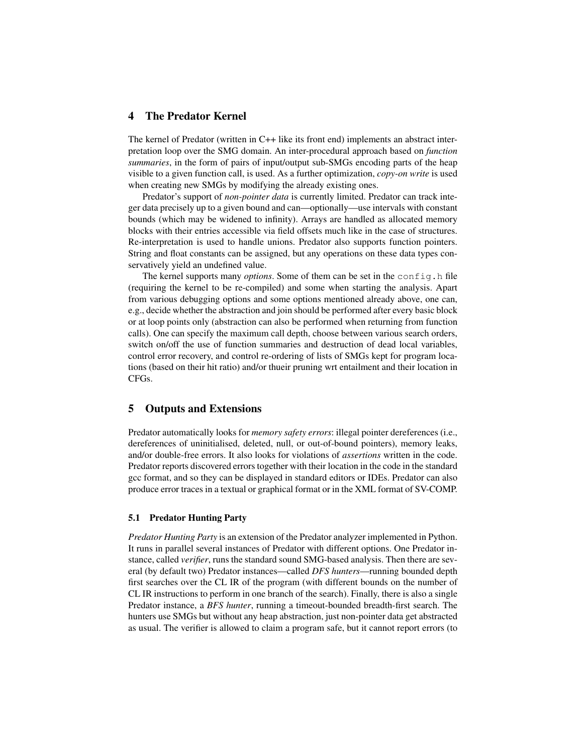## 4 The Predator Kernel

The kernel of Predator (written in C++ like its front end) implements an abstract interpretation loop over the SMG domain. An inter-procedural approach based on *function summaries*, in the form of pairs of input/output sub-SMGs encoding parts of the heap visible to a given function call, is used. As a further optimization, *copy-on write* is used when creating new SMGs by modifying the already existing ones.

Predator's support of *non-pointer data* is currently limited. Predator can track integer data precisely up to a given bound and can—optionally—use intervals with constant bounds (which may be widened to infinity). Arrays are handled as allocated memory blocks with their entries accessible via field offsets much like in the case of structures. Re-interpretation is used to handle unions. Predator also supports function pointers. String and float constants can be assigned, but any operations on these data types conservatively yield an undefined value.

The kernel supports many *options*. Some of them can be set in the `config.h` file (requiring the kernel to be re-compiled) and some when starting the analysis. Apart from various debugging options and some options mentioned already above, one can, e.g., decide whether the abstraction and join should be performed after every basic block or at loop points only (abstraction can also be performed when returning from function calls). One can specify the maximum call depth, choose between various search orders, switch on/off the use of function summaries and destruction of dead local variables, control error recovery, and control re-ordering of lists of SMGs kept for program locations (based on their hit ratio) and/or thueir pruning wrt entailment and their location in CFGs.

## 5 Outputs and Extensions

Predator automatically looks for *memory safety errors*: illegal pointer dereferences (i.e., dereferences of uninitialised, deleted, null, or out-of-bound pointers), memory leaks, and/or double-free errors. It also looks for violations of *assertions* written in the code. Predator reports discovered errors together with their location in the code in the standard gcc format, and so they can be displayed in standard editors or IDEs. Predator can also produce error traces in a textual or graphical format or in the XML format of SV-COMP.

### 5.1 Predator Hunting Party

*Predator Hunting Party* is an extension of the Predator analyzer implemented in Python. It runs in parallel several instances of Predator with different options. One Predator instance, called *verifier*, runs the standard sound SMG-based analysis. Then there are several (by default two) Predator instances—called *DFS hunters*—running bounded depth first searches over the CL IR of the program (with different bounds on the number of CL IR instructions to perform in one branch of the search). Finally, there is also a single Predator instance, a *BFS hunter*, running a timeout-bounded breadth-first search. The hunters use SMGs but without any heap abstraction, just non-pointer data get abstracted as usual. The verifier is allowed to claim a program safe, but it cannot report errors (to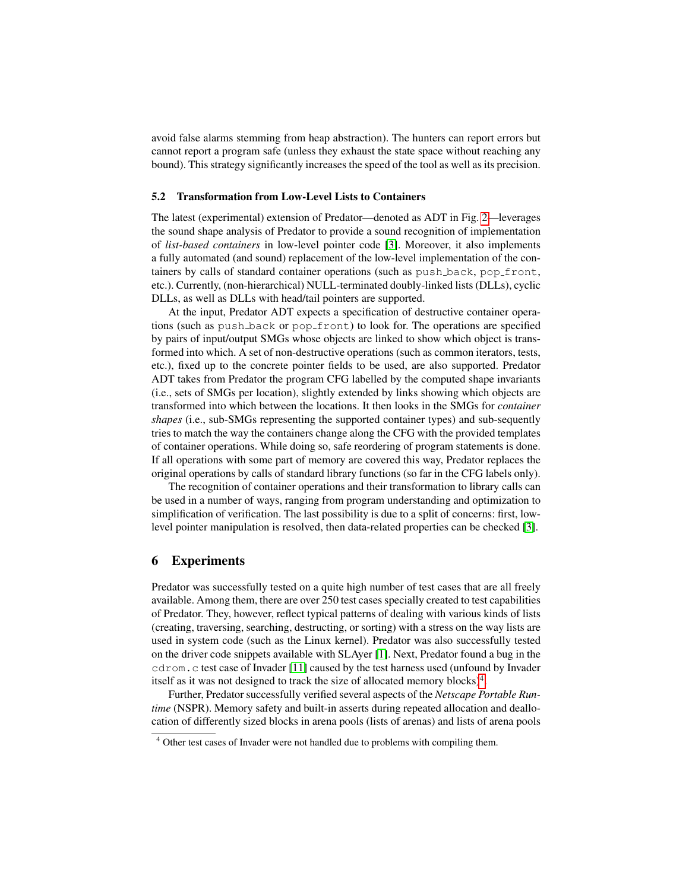avoid false alarms stemming from heap abstraction). The hunters can report errors but cannot report a program safe (unless they exhaust the state space without reaching any bound). This strategy significantly increases the speed of the tool as well as its precision.

### 5.2 Transformation from Low-Level Lists to Containers

The latest (experimental) extension of Predator—denoted as ADT in Fig. 2—leverages the sound shape analysis of Predator to provide a sound recognition of implementation of *list-based containers* in low-level pointer code [3]. Moreover, it also implements a fully automated (and sound) replacement of the low-level implementation of the containers by calls of standard container operations (such as `push_back`, `pop_front`, etc.). Currently, (non-hierarchical) NULL-terminated doubly-linked lists (DLLs), cyclic DLLs, as well as DLLs with head/tail pointers are supported.

At the input, Predator ADT expects a specification of destructive container operations (such as `push_back` or `pop_front`) to look for. The operations are specified by pairs of input/output SMGs whose objects are linked to show which object is transformed into which. A set of non-destructive operations (such as common iterators, tests, etc.), fixed up to the concrete pointer fields to be used, are also supported. Predator ADT takes from Predator the program CFG labelled by the computed shape invariants (i.e., sets of SMGs per location), slightly extended by links showing which objects are transformed into which between the locations. It then looks in the SMGs for *container shapes* (i.e., sub-SMGs representing the supported container types) and sub-sequently tries to match the way the containers change along the CFG with the provided templates of container operations. While doing so, safe reordering of program statements is done. If all operations with some part of memory are covered this way, Predator replaces the original operations by calls of standard library functions (so far in the CFG labels only).

The recognition of container operations and their transformation to library calls can be used in a number of ways, ranging from program understanding and optimization to simplification of verification. The last possibility is due to a split of concerns: first, low-level pointer manipulation is resolved, then data-related properties can be checked [3].

## 6 Experiments

Predator was successfully tested on a quite high number of test cases that are all freely available. Among them, there are over 250 test cases specially created to test capabilities of Predator. They, however, reflect typical patterns of dealing with various kinds of lists (creating, traversing, searching, destructing, or sorting) with a stress on the way lists are used in system code (such as the Linux kernel). Predator was also successfully tested on the driver code snippets available with SLAyer [1]. Next, Predator found a bug in the `cdrom.c` test case of Invader [11] caused by the test harness used (unfound by Invader itself as it was not designed to track the size of allocated memory blocks)[4].

Further, Predator successfully verified several aspects of the *Netscape Portable Runtime* (NSPR). Memory safety and built-in asserts during repeated allocation and deallocation of differently sized blocks in arena pools (lists of arenas) and lists of arena pools

[4] Other test cases of Invader were not handled due to problems with compiling them.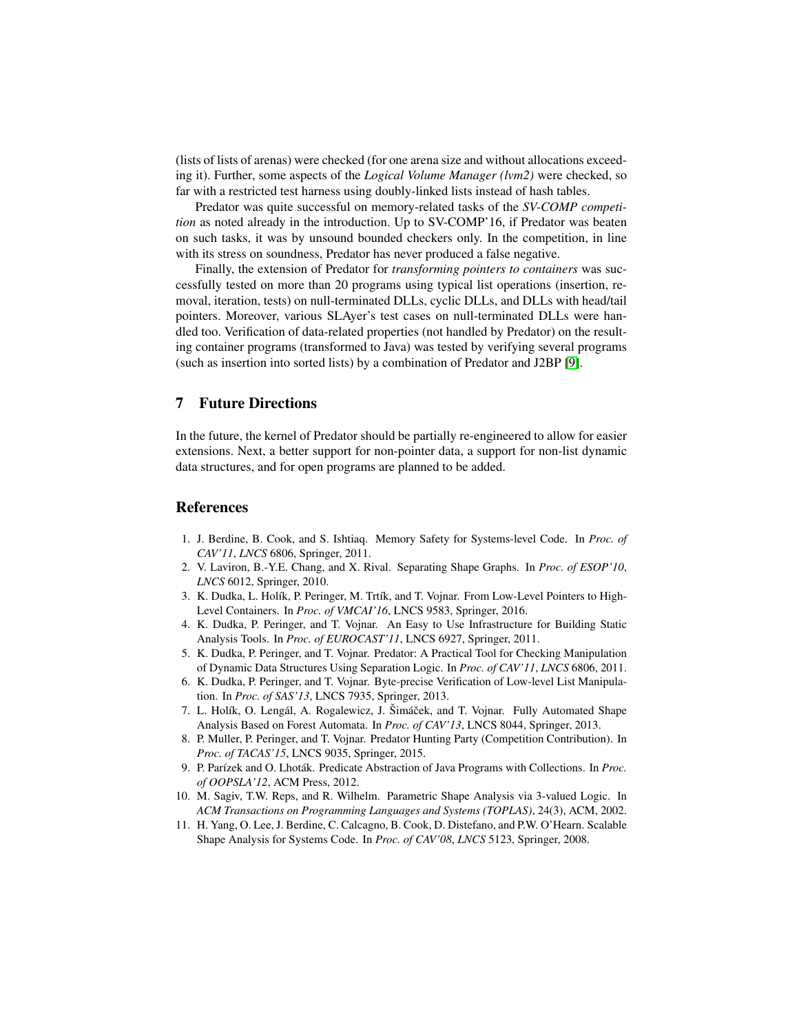(lists of lists of arenas) were checked (for one arena size and without allocations exceeding it). Further, some aspects of the *Logical Volume Manager (lvm2)* were checked, so far with a restricted test harness using doubly-linked lists instead of hash tables.

Predator was quite successful on memory-related tasks of the *SV-COMP competition* as noted already in the introduction. Up to SV-COMP'16, if Predator was beaten on such tasks, it was by unsound bounded checkers only. In the competition, in line with its stress on soundness, Predator has never produced a false negative.

Finally, the extension of Predator for *transforming pointers to containers* was successfully tested on more than 20 programs using typical list operations (insertion, removal, iteration, tests) on null-terminated DLLs, cyclic DLLs, and DLLs with head/tail pointers. Moreover, various SLAyer's test cases on null-terminated DLLs were handled too. Verification of data-related properties (not handled by Predator) on the resulting container programs (transformed to Java) was tested by verifying several programs (such as insertion into sorted lists) by a combination of Predator and J2BP [9].

## 7 Future Directions

In the future, the kernel of Predator should be partially re-engineered to allow for easier extensions. Next, a better support for non-pointer data, a support for non-list dynamic data structures, and for open programs are planned to be added.

## References

1. J. Berdine, B. Cook, and S. Ishtiaq. Memory Safety for Systems-level Code. In *Proc. of CAV'11*, *LNCS* 6806, Springer, 2011.
2. V. Laviron, B.-Y.E. Chang, and X. Rival. Separating Shape Graphs. In *Proc. of ESOP'10*, *LNCS* 6012, Springer, 2010.
3. K. Dudka, L. Holík, P. Peringer, M. Trtík, and T. Vojnar. From Low-Level Pointers to High-Level Containers. In *Proc. of VMCAI'16*, LNCS 9583, Springer, 2016.
4. K. Dudka, P. Peringer, and T. Vojnar. An Easy to Use Infrastructure for Building Static Analysis Tools. In *Proc. of EUROCAST'11*, LNCS 6927, Springer, 2011.
5. K. Dudka, P. Peringer, and T. Vojnar. Predator: A Practical Tool for Checking Manipulation of Dynamic Data Structures Using Separation Logic. In *Proc. of CAV'11*, *LNCS* 6806, 2011.
6. K. Dudka, P. Peringer, and T. Vojnar. Byte-precise Verification of Low-level List Manipulation. In *Proc. of SAS'13*, LNCS 7935, Springer, 2013.
7. L. Holík, O. Lengál, A. Rogalewicz, J. Šimáček, and T. Vojnar. Fully Automated Shape Analysis Based on Forest Automata. In *Proc. of CAV'13*, LNCS 8044, Springer, 2013.
8. P. Muller, P. Peringer, and T. Vojnar. Predator Hunting Party (Competition Contribution). In *Proc. of TACAS'15*, LNCS 9035, Springer, 2015.
9. P. Parízek and O. Lhoták. Predicate Abstraction of Java Programs with Collections. In *Proc. of OOPSLA'12*, ACM Press, 2012.
10. M. Sagiv, T.W. Reps, and R. Wilhelm. Parametric Shape Analysis via 3-valued Logic. In *ACM Transactions on Programming Languages and Systems (TOPLAS)*, 24(3), ACM, 2002.
11. H. Yang, O. Lee, J. Berdine, C. Calcagno, B. Cook, D. Distefano, and P.W. O'Hearn. Scalable Shape Analysis for Systems Code. In *Proc. of CAV'08*, *LNCS* 5123, Springer, 2008.